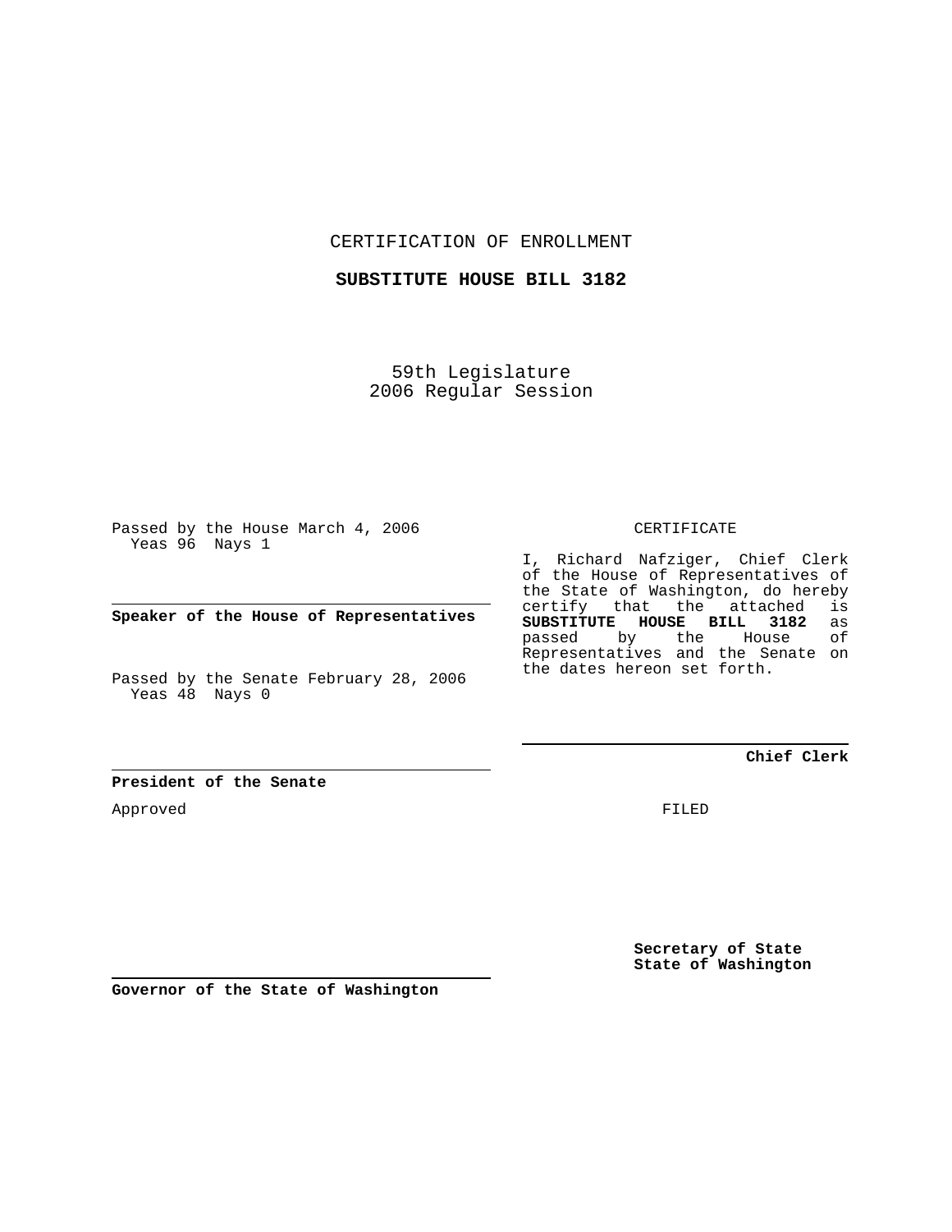CERTIFICATION OF ENROLLMENT

**SUBSTITUTE HOUSE BILL 3182**

59th Legislature
2006 Regular Session

Passed by the House March 4, 2006
Yeas 96 Nays 1

---

**Speaker of the House of Representatives**

Passed by the Senate February 28, 2006
Yeas 48 Nays 0

---

**President of the Senate**

Approved

---

**Governor of the State of Washington**

CERTIFICATE

I, Richard Nafziger, Chief Clerk of the House of Representatives of the State of Washington, do hereby certify that the attached is **SUBSTITUTE HOUSE BILL 3182** as passed by the House of Representatives and the Senate on the dates hereon set forth.

---

**Chief Clerk**

FILED

**Secretary of State**
**State of Washington**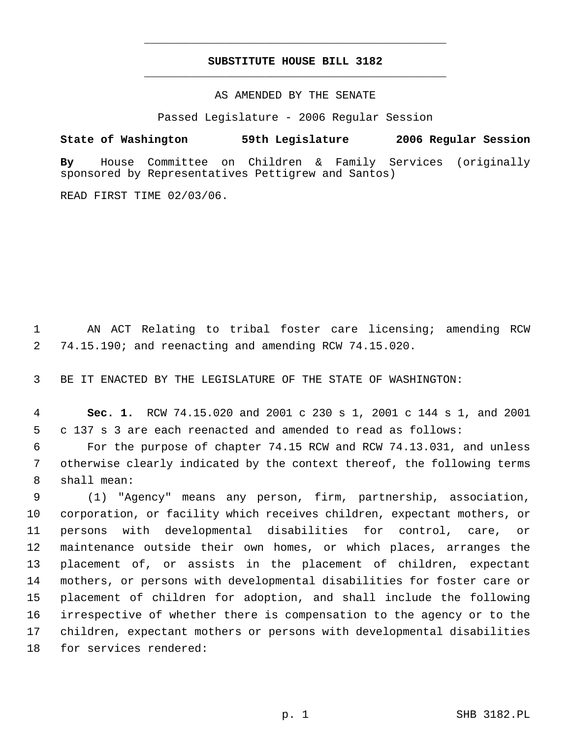# SUBSTITUTE HOUSE BILL 3182

AS AMENDED BY THE SENATE

Passed Legislature - 2006 Regular Session

**State of Washington 59th Legislature 2006 Regular Session**

**By** House Committee on Children & Family Services (originally sponsored by Representatives Pettigrew and Santos)

READ FIRST TIME 02/03/06.

AN ACT Relating to tribal foster care licensing; amending RCW 74.15.190; and reenacting and amending RCW 74.15.020.

BE IT ENACTED BY THE LEGISLATURE OF THE STATE OF WASHINGTON:

**Sec. 1.** RCW 74.15.020 and 2001 c 230 s 1, 2001 c 144 s 1, and 2001 c 137 s 3 are each reenacted and amended to read as follows:

For the purpose of chapter 74.15 RCW and RCW 74.13.031, and unless otherwise clearly indicated by the context thereof, the following terms shall mean:

(1) "Agency" means any person, firm, partnership, association, corporation, or facility which receives children, expectant mothers, or persons with developmental disabilities for control, care, or maintenance outside their own homes, or which places, arranges the placement of, or assists in the placement of children, expectant mothers, or persons with developmental disabilities for foster care or placement of children for adoption, and shall include the following irrespective of whether there is compensation to the agency or to the children, expectant mothers or persons with developmental disabilities for services rendered: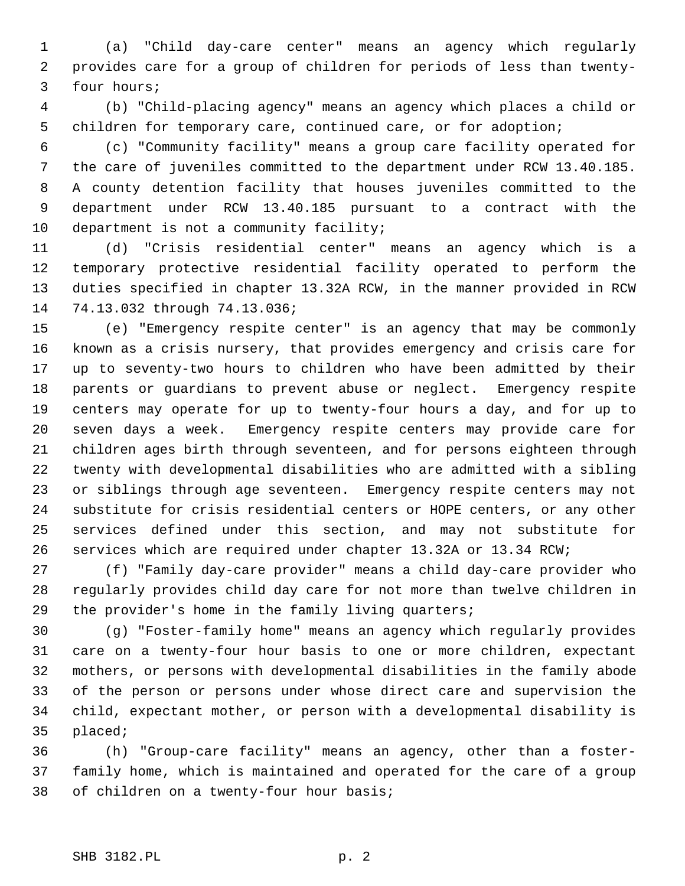(a) "Child day-care center" means an agency which regularly provides care for a group of children for periods of less than twenty-four hours;

(b) "Child-placing agency" means an agency which places a child or children for temporary care, continued care, or for adoption;

(c) "Community facility" means a group care facility operated for the care of juveniles committed to the department under RCW 13.40.185. A county detention facility that houses juveniles committed to the department under RCW 13.40.185 pursuant to a contract with the department is not a community facility;

(d) "Crisis residential center" means an agency which is a temporary protective residential facility operated to perform the duties specified in chapter 13.32A RCW, in the manner provided in RCW 74.13.032 through 74.13.036;

(e) "Emergency respite center" is an agency that may be commonly known as a crisis nursery, that provides emergency and crisis care for up to seventy-two hours to children who have been admitted by their parents or guardians to prevent abuse or neglect. Emergency respite centers may operate for up to twenty-four hours a day, and for up to seven days a week. Emergency respite centers may provide care for children ages birth through seventeen, and for persons eighteen through twenty with developmental disabilities who are admitted with a sibling or siblings through age seventeen. Emergency respite centers may not substitute for crisis residential centers or HOPE centers, or any other services defined under this section, and may not substitute for services which are required under chapter 13.32A or 13.34 RCW;

(f) "Family day-care provider" means a child day-care provider who regularly provides child day care for not more than twelve children in the provider's home in the family living quarters;

(g) "Foster-family home" means an agency which regularly provides care on a twenty-four hour basis to one or more children, expectant mothers, or persons with developmental disabilities in the family abode of the person or persons under whose direct care and supervision the child, expectant mother, or person with a developmental disability is placed;

(h) "Group-care facility" means an agency, other than a foster-family home, which is maintained and operated for the care of a group of children on a twenty-four hour basis;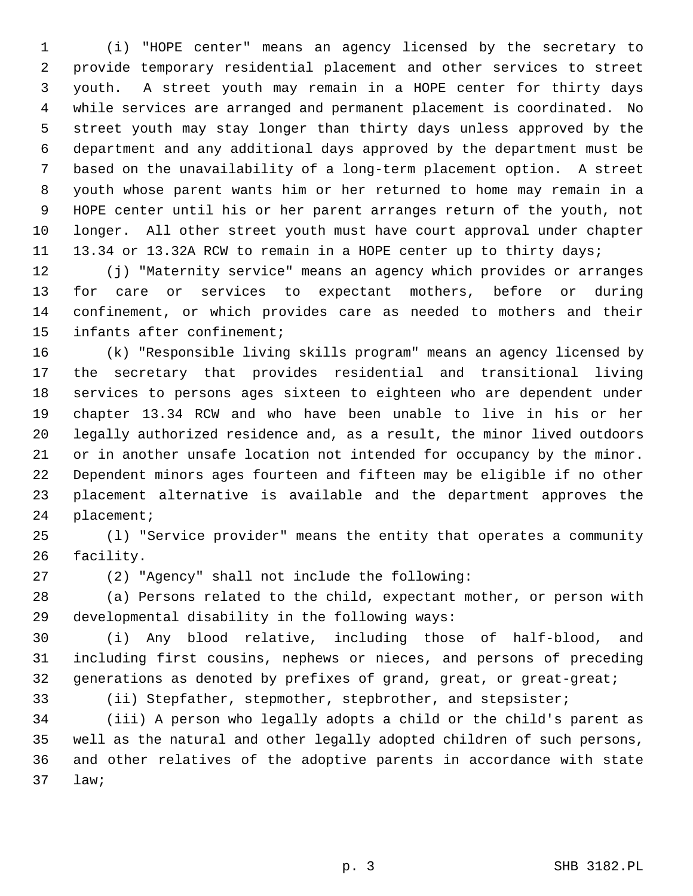(i) "HOPE center" means an agency licensed by the secretary to provide temporary residential placement and other services to street youth. A street youth may remain in a HOPE center for thirty days while services are arranged and permanent placement is coordinated. No street youth may stay longer than thirty days unless approved by the department and any additional days approved by the department must be based on the unavailability of a long-term placement option. A street youth whose parent wants him or her returned to home may remain in a HOPE center until his or her parent arranges return of the youth, not longer. All other street youth must have court approval under chapter 13.34 or 13.32A RCW to remain in a HOPE center up to thirty days;

(j) "Maternity service" means an agency which provides or arranges for care or services to expectant mothers, before or during confinement, or which provides care as needed to mothers and their infants after confinement;

(k) "Responsible living skills program" means an agency licensed by the secretary that provides residential and transitional living services to persons ages sixteen to eighteen who are dependent under chapter 13.34 RCW and who have been unable to live in his or her legally authorized residence and, as a result, the minor lived outdoors or in another unsafe location not intended for occupancy by the minor. Dependent minors ages fourteen and fifteen may be eligible if no other placement alternative is available and the department approves the placement;

(l) "Service provider" means the entity that operates a community facility.

(2) "Agency" shall not include the following:

(a) Persons related to the child, expectant mother, or person with developmental disability in the following ways:

(i) Any blood relative, including those of half-blood, and including first cousins, nephews or nieces, and persons of preceding generations as denoted by prefixes of grand, great, or great-great;

(ii) Stepfather, stepmother, stepbrother, and stepsister;

(iii) A person who legally adopts a child or the child's parent as well as the natural and other legally adopted children of such persons, and other relatives of the adoptive parents in accordance with state law;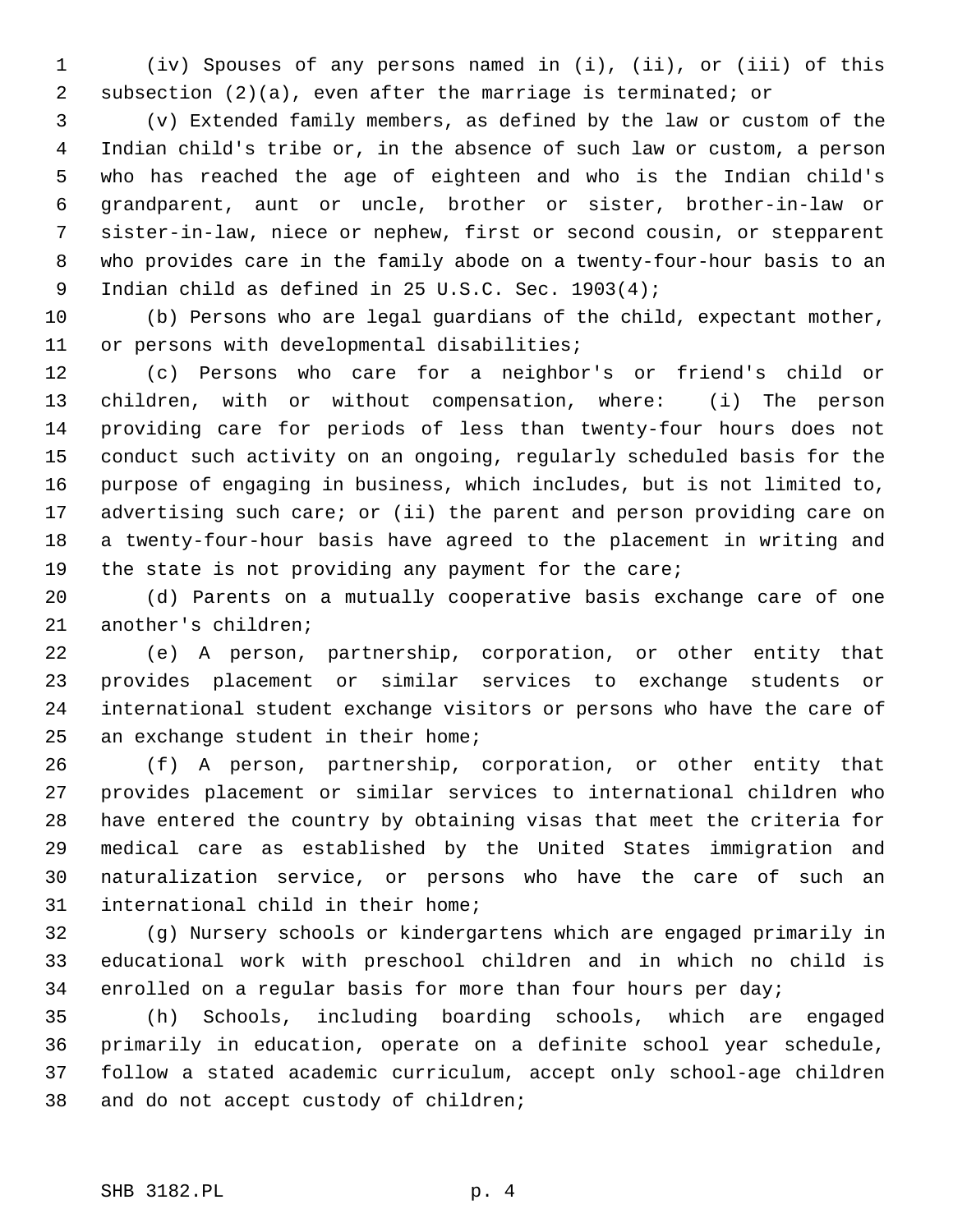(iv) Spouses of any persons named in (i), (ii), or (iii) of this subsection (2)(a), even after the marriage is terminated; or

(v) Extended family members, as defined by the law or custom of the Indian child's tribe or, in the absence of such law or custom, a person who has reached the age of eighteen and who is the Indian child's grandparent, aunt or uncle, brother or sister, brother-in-law or sister-in-law, niece or nephew, first or second cousin, or stepparent who provides care in the family abode on a twenty-four-hour basis to an Indian child as defined in 25 U.S.C. Sec. 1903(4);

(b) Persons who are legal guardians of the child, expectant mother, or persons with developmental disabilities;

(c) Persons who care for a neighbor's or friend's child or children, with or without compensation, where: (i) The person providing care for periods of less than twenty-four hours does not conduct such activity on an ongoing, regularly scheduled basis for the purpose of engaging in business, which includes, but is not limited to, advertising such care; or (ii) the parent and person providing care on a twenty-four-hour basis have agreed to the placement in writing and the state is not providing any payment for the care;

(d) Parents on a mutually cooperative basis exchange care of one another's children;

(e) A person, partnership, corporation, or other entity that provides placement or similar services to exchange students or international student exchange visitors or persons who have the care of an exchange student in their home;

(f) A person, partnership, corporation, or other entity that provides placement or similar services to international children who have entered the country by obtaining visas that meet the criteria for medical care as established by the United States immigration and naturalization service, or persons who have the care of such an international child in their home;

(g) Nursery schools or kindergartens which are engaged primarily in educational work with preschool children and in which no child is enrolled on a regular basis for more than four hours per day;

(h) Schools, including boarding schools, which are engaged primarily in education, operate on a definite school year schedule, follow a stated academic curriculum, accept only school-age children and do not accept custody of children;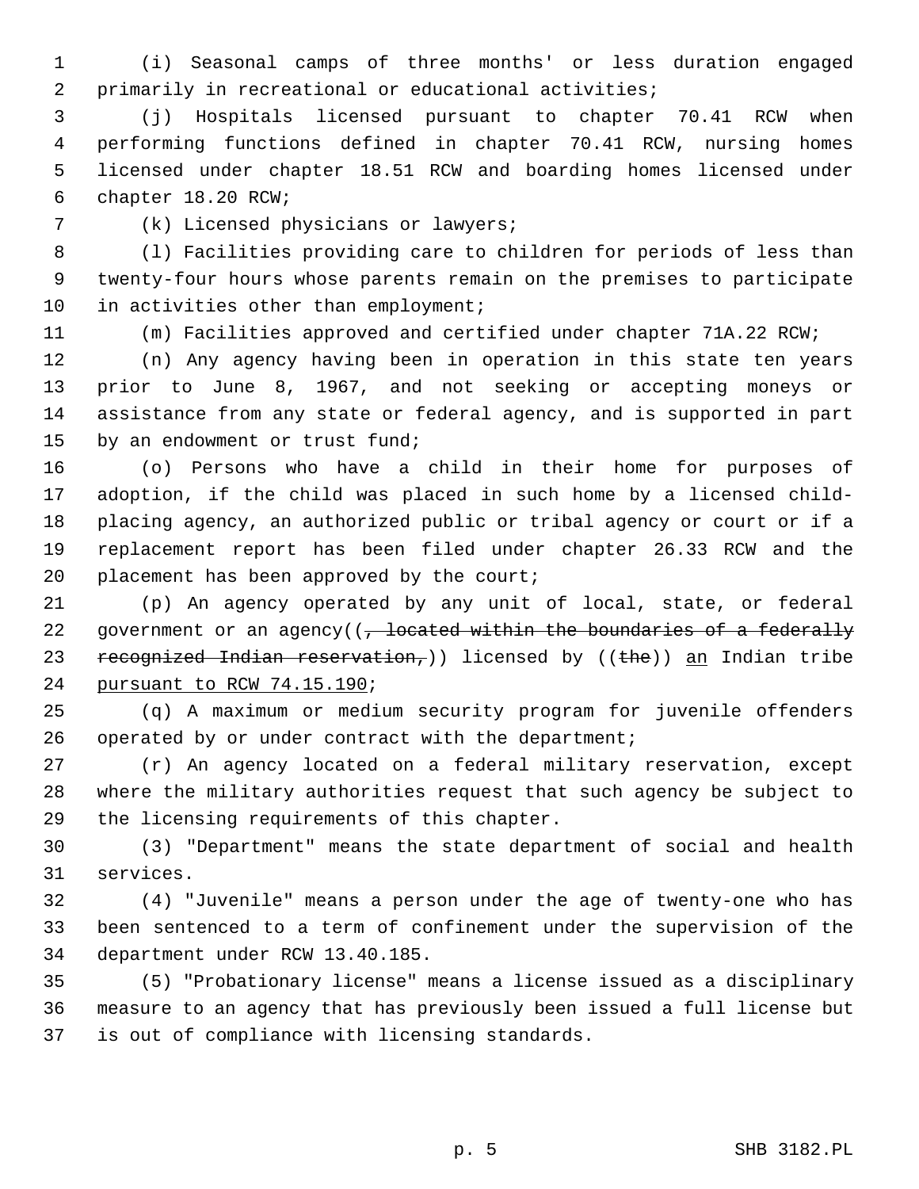(i) Seasonal camps of three months' or less duration engaged primarily in recreational or educational activities;

(j) Hospitals licensed pursuant to chapter 70.41 RCW when performing functions defined in chapter 70.41 RCW, nursing homes licensed under chapter 18.51 RCW and boarding homes licensed under chapter 18.20 RCW;

(k) Licensed physicians or lawyers;

(l) Facilities providing care to children for periods of less than twenty-four hours whose parents remain on the premises to participate in activities other than employment;

(m) Facilities approved and certified under chapter 71A.22 RCW;

(n) Any agency having been in operation in this state ten years prior to June 8, 1967, and not seeking or accepting moneys or assistance from any state or federal agency, and is supported in part by an endowment or trust fund;

(o) Persons who have a child in their home for purposes of adoption, if the child was placed in such home by a licensed child-placing agency, an authorized public or tribal agency or court or if a replacement report has been filed under chapter 26.33 RCW and the placement has been approved by the court;

(p) An agency operated by any unit of local, state, or federal government or an agency((~~, located within the boundaries of a federally recognized Indian reservation,~~)) licensed by ((~~the~~)) <u>an</u> Indian tribe <u>pursuant to RCW 74.15.190</u>;

(q) A maximum or medium security program for juvenile offenders operated by or under contract with the department;

(r) An agency located on a federal military reservation, except where the military authorities request that such agency be subject to the licensing requirements of this chapter.

(3) "Department" means the state department of social and health services.

(4) "Juvenile" means a person under the age of twenty-one who has been sentenced to a term of confinement under the supervision of the department under RCW 13.40.185.

(5) "Probationary license" means a license issued as a disciplinary measure to an agency that has previously been issued a full license but is out of compliance with licensing standards.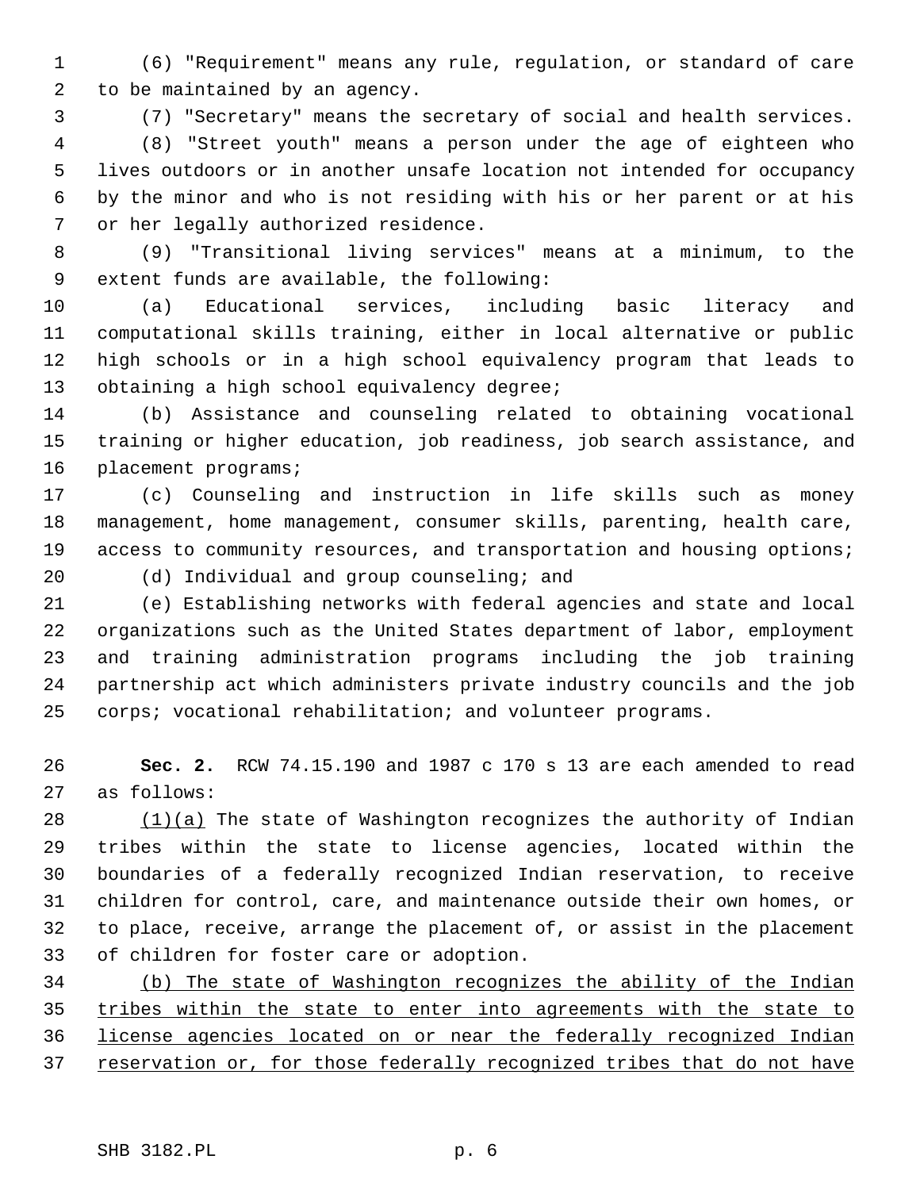(6) "Requirement" means any rule, regulation, or standard of care to be maintained by an agency.

(7) "Secretary" means the secretary of social and health services.

(8) "Street youth" means a person under the age of eighteen who lives outdoors or in another unsafe location not intended for occupancy by the minor and who is not residing with his or her parent or at his or her legally authorized residence.

(9) "Transitional living services" means at a minimum, to the extent funds are available, the following:

(a) Educational services, including basic literacy and computational skills training, either in local alternative or public high schools or in a high school equivalency program that leads to obtaining a high school equivalency degree;

(b) Assistance and counseling related to obtaining vocational training or higher education, job readiness, job search assistance, and placement programs;

(c) Counseling and instruction in life skills such as money management, home management, consumer skills, parenting, health care, access to community resources, and transportation and housing options;

(d) Individual and group counseling; and

(e) Establishing networks with federal agencies and state and local organizations such as the United States department of labor, employment and training administration programs including the job training partnership act which administers private industry councils and the job corps; vocational rehabilitation; and volunteer programs.

**Sec. 2.** RCW 74.15.190 and 1987 c 170 s 13 are each amended to read as follows:

<u>(1)(a)</u> The state of Washington recognizes the authority of Indian tribes within the state to license agencies, located within the boundaries of a federally recognized Indian reservation, to receive children for control, care, and maintenance outside their own homes, or to place, receive, arrange the placement of, or assist in the placement of children for foster care or adoption.

<u>(b) The state of Washington recognizes the ability of the Indian tribes within the state to enter into agreements with the state to license agencies located on or near the federally recognized Indian reservation or, for those federally recognized tribes that do not have</u>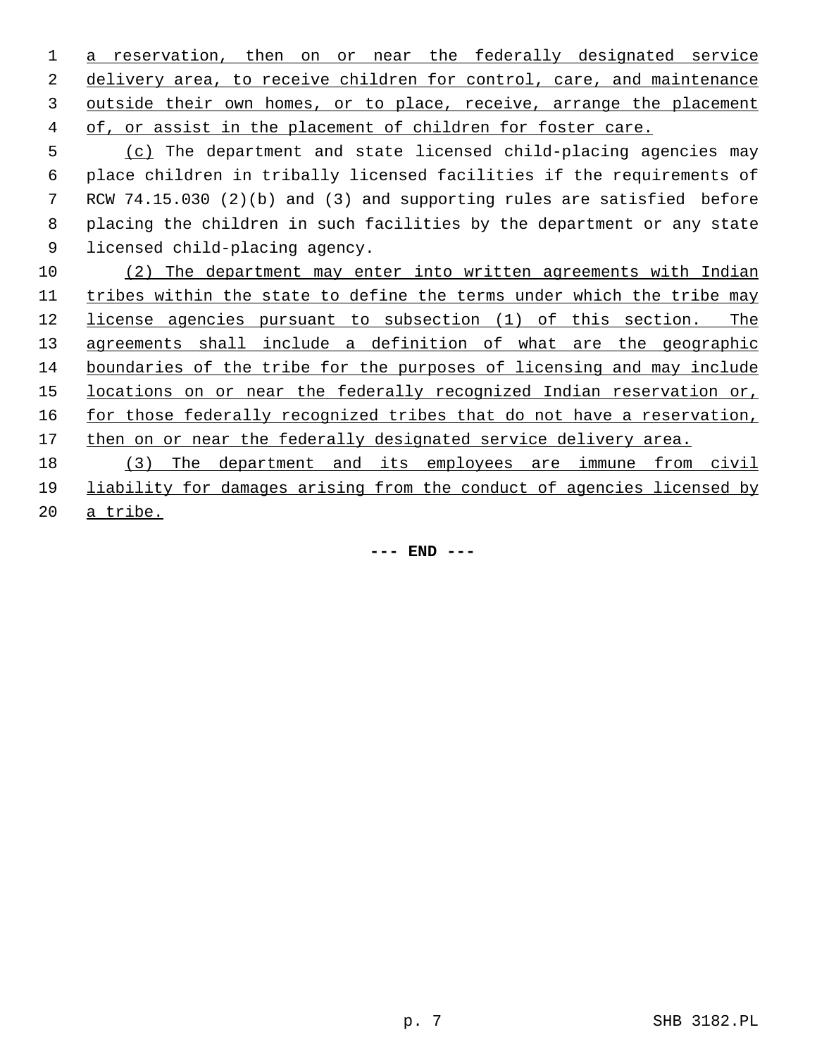a reservation, then on or near the federally designated service delivery area, to receive children for control, care, and maintenance outside their own homes, or to place, receive, arrange the placement of, or assist in the placement of children for foster care.

(c) The department and state licensed child-placing agencies may place children in tribally licensed facilities if the requirements of RCW 74.15.030 (2)(b) and (3) and supporting rules are satisfied before placing the children in such facilities by the department or any state licensed child-placing agency.

(2) The department may enter into written agreements with Indian tribes within the state to define the terms under which the tribe may license agencies pursuant to subsection (1) of this section. The agreements shall include a definition of what are the geographic boundaries of the tribe for the purposes of licensing and may include locations on or near the federally recognized Indian reservation or, for those federally recognized tribes that do not have a reservation, then on or near the federally designated service delivery area.

(3) The department and its employees are immune from civil liability for damages arising from the conduct of agencies licensed by a tribe.

**--- END ---**